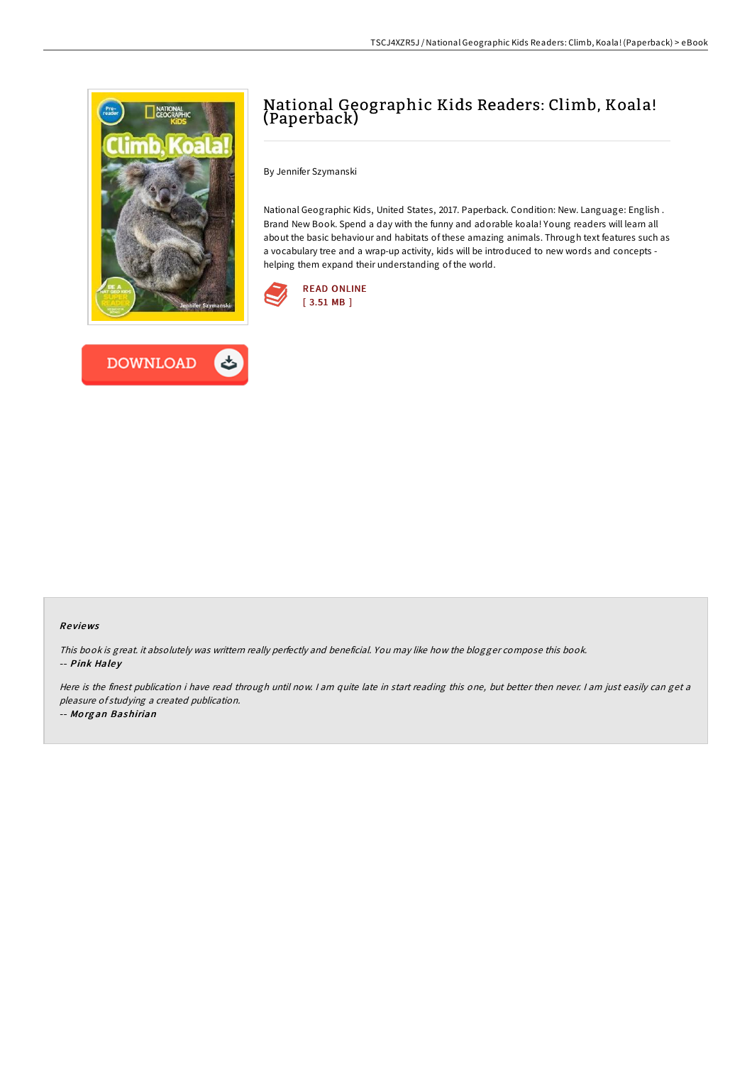# National Geographic Kids Readers: Climb, Koala! (Paperback)

By Jennifer Szymanski

National Geographic Kids, United States, 2017. Paperback. Condition: New. Language: English . Brand New Book. Spend a day with the funny and adorable koala! Young readers will learn all about the basic behaviour and habitats of these amazing animals. Through text features such as a vocabulary tree and a wrap-up activity, kids will be introduced to new words and concepts - helping them expand their understanding of the world.

READ ONLINE
[ 3.51 MB ]

DOWNLOAD

### Reviews

*This book is great. it absolutely was writtem really perfectly and beneficial. You may like how the blogger compose this book.*

-- ***Pink Haley***

*Here is the finest publication i have read through until now. I am quite late in start reading this one, but better then never. I am just easily can get a pleasure of studying a created publication.*

-- ***Morgan Bashirian***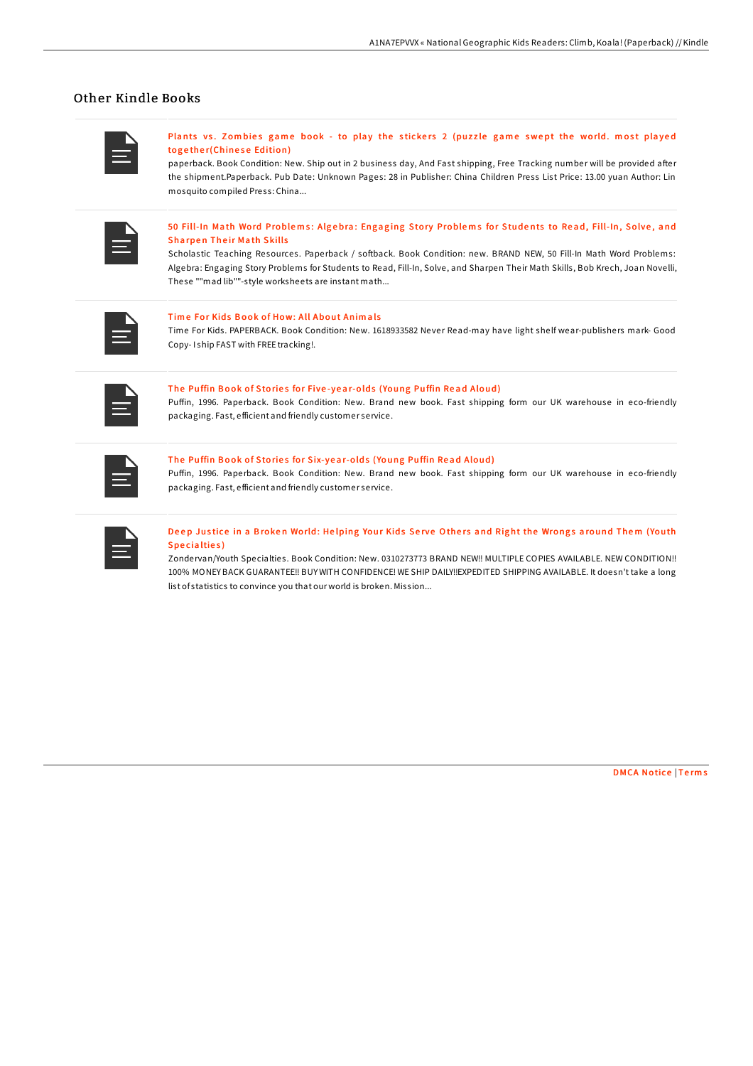## Other Kindle Books

**Plants vs. Zombies game book - to play the stickers 2 (puzzle game swept the world. most played together(Chinese Edition)**

paperback. Book Condition: New. Ship out in 2 business day, And Fast shipping, Free Tracking number will be provided after the shipment.Paperback. Pub Date: Unknown Pages: 28 in Publisher: China Children Press List Price: 13.00 yuan Author: Lin mosquito compiled Press: China...

**50 Fill-In Math Word Problems: Algebra: Engaging Story Problems for Students to Read, Fill-In, Solve, and Sharpen Their Math Skills**

Scholastic Teaching Resources. Paperback / softback. Book Condition: new. BRAND NEW, 50 Fill-In Math Word Problems: Algebra: Engaging Story Problems for Students to Read, Fill-In, Solve, and Sharpen Their Math Skills, Bob Krech, Joan Novelli, These ""mad lib""-style worksheets are instant math...

**Time For Kids Book of How: All About Animals**

Time For Kids. PAPERBACK. Book Condition: New. 1618933582 Never Read-may have light shelf wear-publishers mark- Good Copy- I ship FAST with FREE tracking!.

**The Puffin Book of Stories for Five-year-olds (Young Puffin Read Aloud)**

Puffin, 1996. Paperback. Book Condition: New. Brand new book. Fast shipping form our UK warehouse in eco-friendly packaging. Fast, efficient and friendly customer service.

**The Puffin Book of Stories for Six-year-olds (Young Puffin Read Aloud)**

Puffin, 1996. Paperback. Book Condition: New. Brand new book. Fast shipping form our UK warehouse in eco-friendly packaging. Fast, efficient and friendly customer service.

**Deep Justice in a Broken World: Helping Your Kids Serve Others and Right the Wrongs around Them (Youth Specialties)**

Zondervan/Youth Specialties. Book Condition: New. 0310273773 BRAND NEW!! MULTIPLE COPIES AVAILABLE. NEW CONDITION!! 100% MONEY BACK GUARANTEE!! BUY WITH CONFIDENCE! WE SHIP DAILY!!EXPEDITED SHIPPING AVAILABLE. It doesn't take a long list of statistics to convince you that our world is broken. Mission...

DMCA Notice | Terms